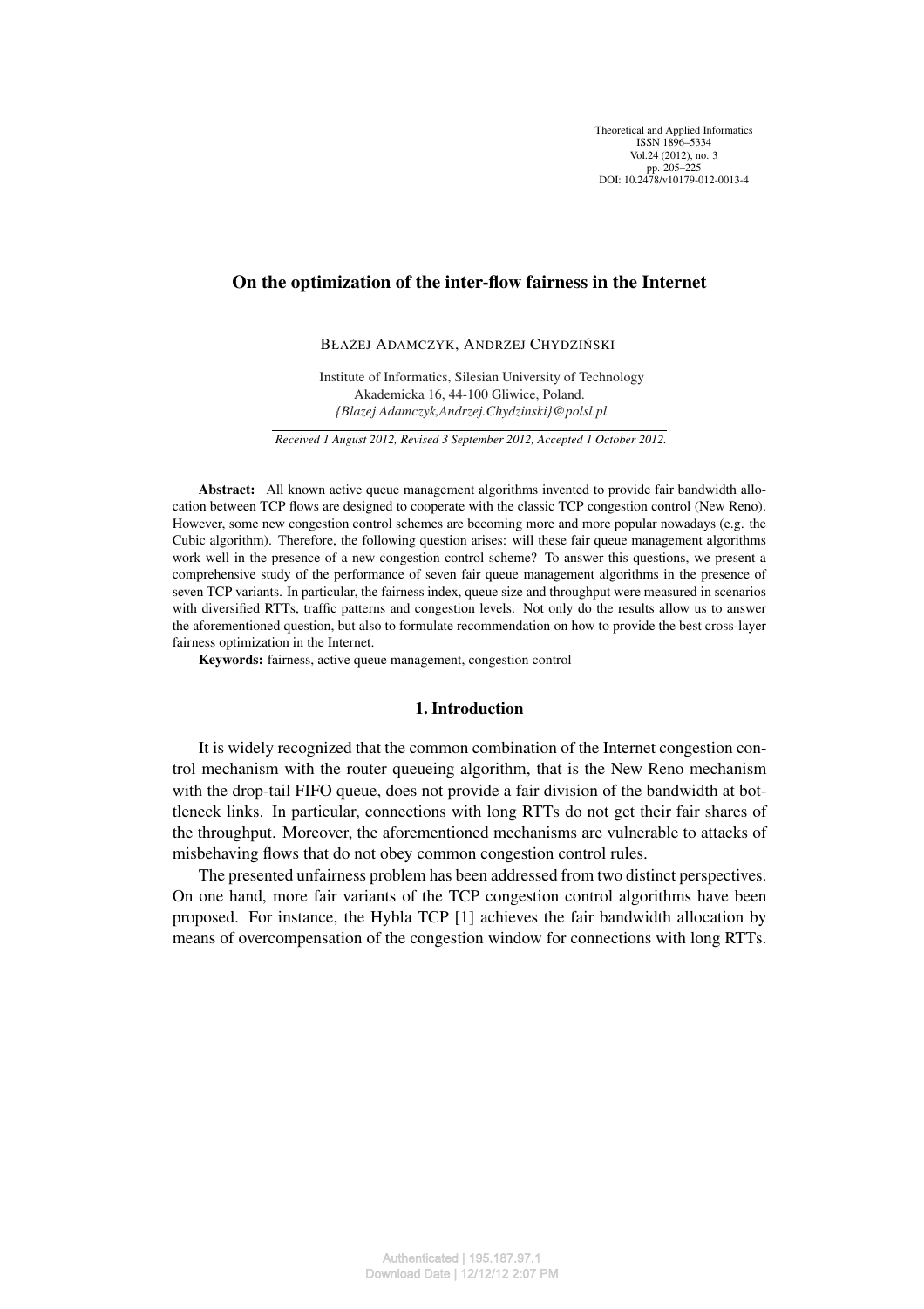# On the optimization of the inter-flow fairness in the Internet

BŁAŻEJ ADAMCZYK, ANDRZEJ CHYDZIŃSKI

Institute of Informatics, Silesian University of Technology
Akademicka 16, 44-100 Gliwice, Poland.
*{Blazej.Adamczyk,Andrzej.Chydzinski}@polsl.pl*

*Received 1 August 2012, Revised 3 September 2012, Accepted 1 October 2012.*

**Abstract:** All known active queue management algorithms invented to provide fair bandwidth allocation between TCP flows are designed to cooperate with the classic TCP congestion control (New Reno). However, some new congestion control schemes are becoming more and more popular nowadays (e.g. the Cubic algorithm). Therefore, the following question arises: will these fair queue management algorithms work well in the presence of a new congestion control scheme? To answer this questions, we present a comprehensive study of the performance of seven fair queue management algorithms in the presence of seven TCP variants. In particular, the fairness index, queue size and throughput were measured in scenarios with diversified RTTs, traffic patterns and congestion levels. Not only do the results allow us to answer the aforementioned question, but also to formulate recommendation on how to provide the best cross-layer fairness optimization in the Internet.

**Keywords:** fairness, active queue management, congestion control

## 1. Introduction

It is widely recognized that the common combination of the Internet congestion control mechanism with the router queueing algorithm, that is the New Reno mechanism with the drop-tail FIFO queue, does not provide a fair division of the bandwidth at bottleneck links. In particular, connections with long RTTs do not get their fair shares of the throughput. Moreover, the aforementioned mechanisms are vulnerable to attacks of misbehaving flows that do not obey common congestion control rules.

The presented unfairness problem has been addressed from two distinct perspectives. On one hand, more fair variants of the TCP congestion control algorithms have been proposed. For instance, the Hybla TCP [1] achieves the fair bandwidth allocation by means of overcompensation of the congestion window for connections with long RTTs.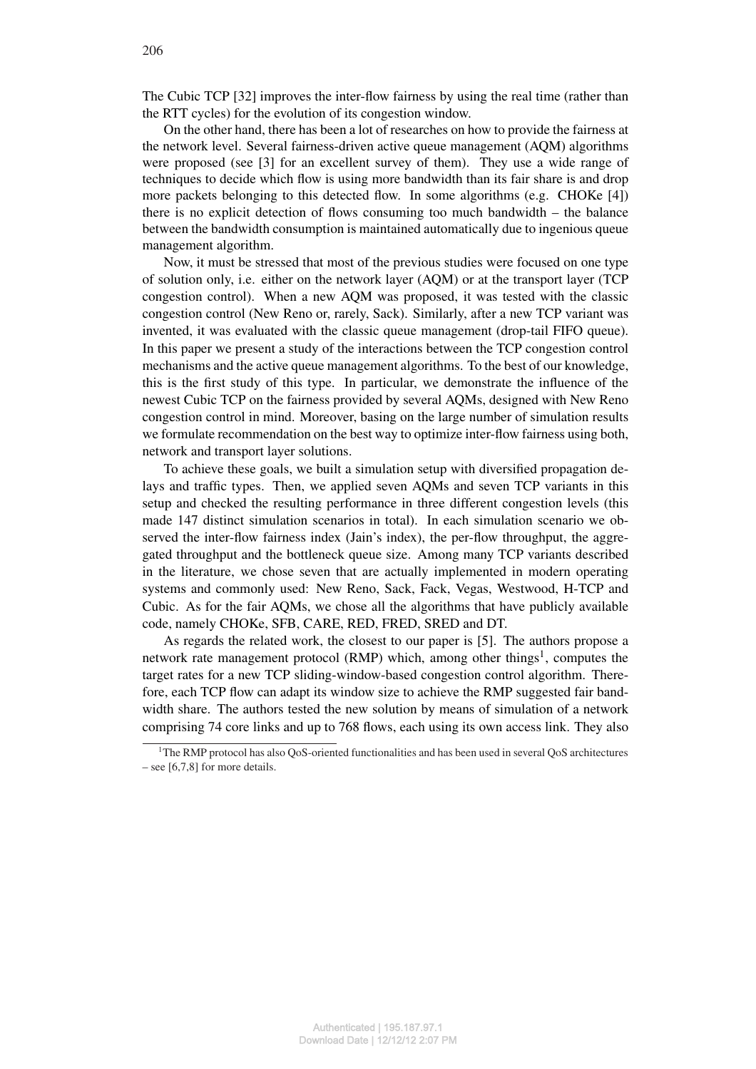The Cubic TCP [32] improves the inter-flow fairness by using the real time (rather than the RTT cycles) for the evolution of its congestion window.

On the other hand, there has been a lot of researches on how to provide the fairness at the network level. Several fairness-driven active queue management (AQM) algorithms were proposed (see [3] for an excellent survey of them). They use a wide range of techniques to decide which flow is using more bandwidth than its fair share is and drop more packets belonging to this detected flow. In some algorithms (e.g. CHOKe [4]) there is no explicit detection of flows consuming too much bandwidth – the balance between the bandwidth consumption is maintained automatically due to ingenious queue management algorithm.

Now, it must be stressed that most of the previous studies were focused on one type of solution only, i.e. either on the network layer (AQM) or at the transport layer (TCP congestion control). When a new AQM was proposed, it was tested with the classic congestion control (New Reno or, rarely, Sack). Similarly, after a new TCP variant was invented, it was evaluated with the classic queue management (drop-tail FIFO queue). In this paper we present a study of the interactions between the TCP congestion control mechanisms and the active queue management algorithms. To the best of our knowledge, this is the first study of this type. In particular, we demonstrate the influence of the newest Cubic TCP on the fairness provided by several AQMs, designed with New Reno congestion control in mind. Moreover, basing on the large number of simulation results we formulate recommendation on the best way to optimize inter-flow fairness using both, network and transport layer solutions.

To achieve these goals, we built a simulation setup with diversified propagation delays and traffic types. Then, we applied seven AQMs and seven TCP variants in this setup and checked the resulting performance in three different congestion levels (this made 147 distinct simulation scenarios in total). In each simulation scenario we observed the inter-flow fairness index (Jain's index), the per-flow throughput, the aggregated throughput and the bottleneck queue size. Among many TCP variants described in the literature, we chose seven that are actually implemented in modern operating systems and commonly used: New Reno, Sack, Fack, Vegas, Westwood, H-TCP and Cubic. As for the fair AQMs, we chose all the algorithms that have publicly available code, namely CHOKe, SFB, CARE, RED, FRED, SRED and DT.

As regards the related work, the closest to our paper is [5]. The authors propose a network rate management protocol (RMP) which, among other things[1], computes the target rates for a new TCP sliding-window-based congestion control algorithm. Therefore, each TCP flow can adapt its window size to achieve the RMP suggested fair bandwidth share. The authors tested the new solution by means of simulation of a network comprising 74 core links and up to 768 flows, each using its own access link. They also

[1] The RMP protocol has also QoS-oriented functionalities and has been used in several QoS architectures – see [6,7,8] for more details.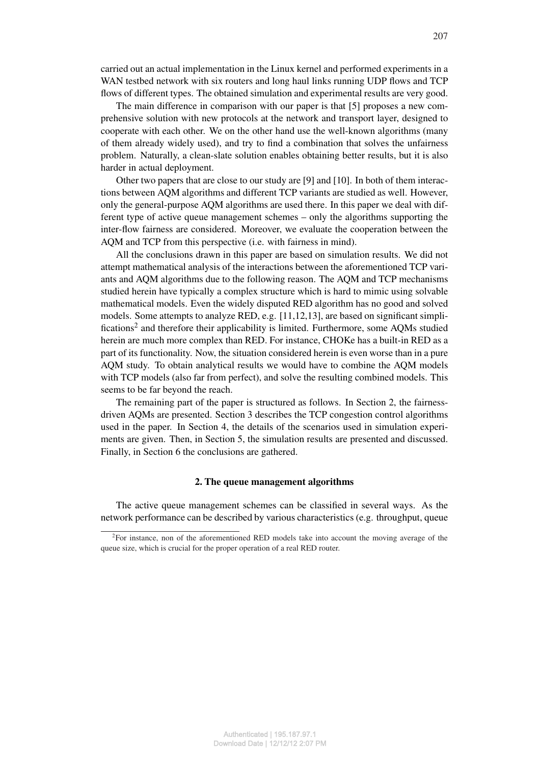carried out an actual implementation in the Linux kernel and performed experiments in a WAN testbed network with six routers and long haul links running UDP flows and TCP flows of different types. The obtained simulation and experimental results are very good.

The main difference in comparison with our paper is that [5] proposes a new comprehensive solution with new protocols at the network and transport layer, designed to cooperate with each other. We on the other hand use the well-known algorithms (many of them already widely used), and try to find a combination that solves the unfairness problem. Naturally, a clean-slate solution enables obtaining better results, but it is also harder in actual deployment.

Other two papers that are close to our study are [9] and [10]. In both of them interactions between AQM algorithms and different TCP variants are studied as well. However, only the general-purpose AQM algorithms are used there. In this paper we deal with different type of active queue management schemes – only the algorithms supporting the inter-flow fairness are considered. Moreover, we evaluate the cooperation between the AQM and TCP from this perspective (i.e. with fairness in mind).

All the conclusions drawn in this paper are based on simulation results. We did not attempt mathematical analysis of the interactions between the aforementioned TCP variants and AQM algorithms due to the following reason. The AQM and TCP mechanisms studied herein have typically a complex structure which is hard to mimic using solvable mathematical models. Even the widely disputed RED algorithm has no good and solved models. Some attempts to analyze RED, e.g. [11,12,13], are based on significant simplifications[2] and therefore their applicability is limited. Furthermore, some AQMs studied herein are much more complex than RED. For instance, CHOKe has a built-in RED as a part of its functionality. Now, the situation considered herein is even worse than in a pure AQM study. To obtain analytical results we would have to combine the AQM models with TCP models (also far from perfect), and solve the resulting combined models. This seems to be far beyond the reach.

The remaining part of the paper is structured as follows. In Section 2, the fairness-driven AQMs are presented. Section 3 describes the TCP congestion control algorithms used in the paper. In Section 4, the details of the scenarios used in simulation experiments are given. Then, in Section 5, the simulation results are presented and discussed. Finally, in Section 6 the conclusions are gathered.

## 2. The queue management algorithms

The active queue management schemes can be classified in several ways. As the network performance can be described by various characteristics (e.g. throughput, queue

[2] For instance, non of the aforementioned RED models take into account the moving average of the queue size, which is crucial for the proper operation of a real RED router.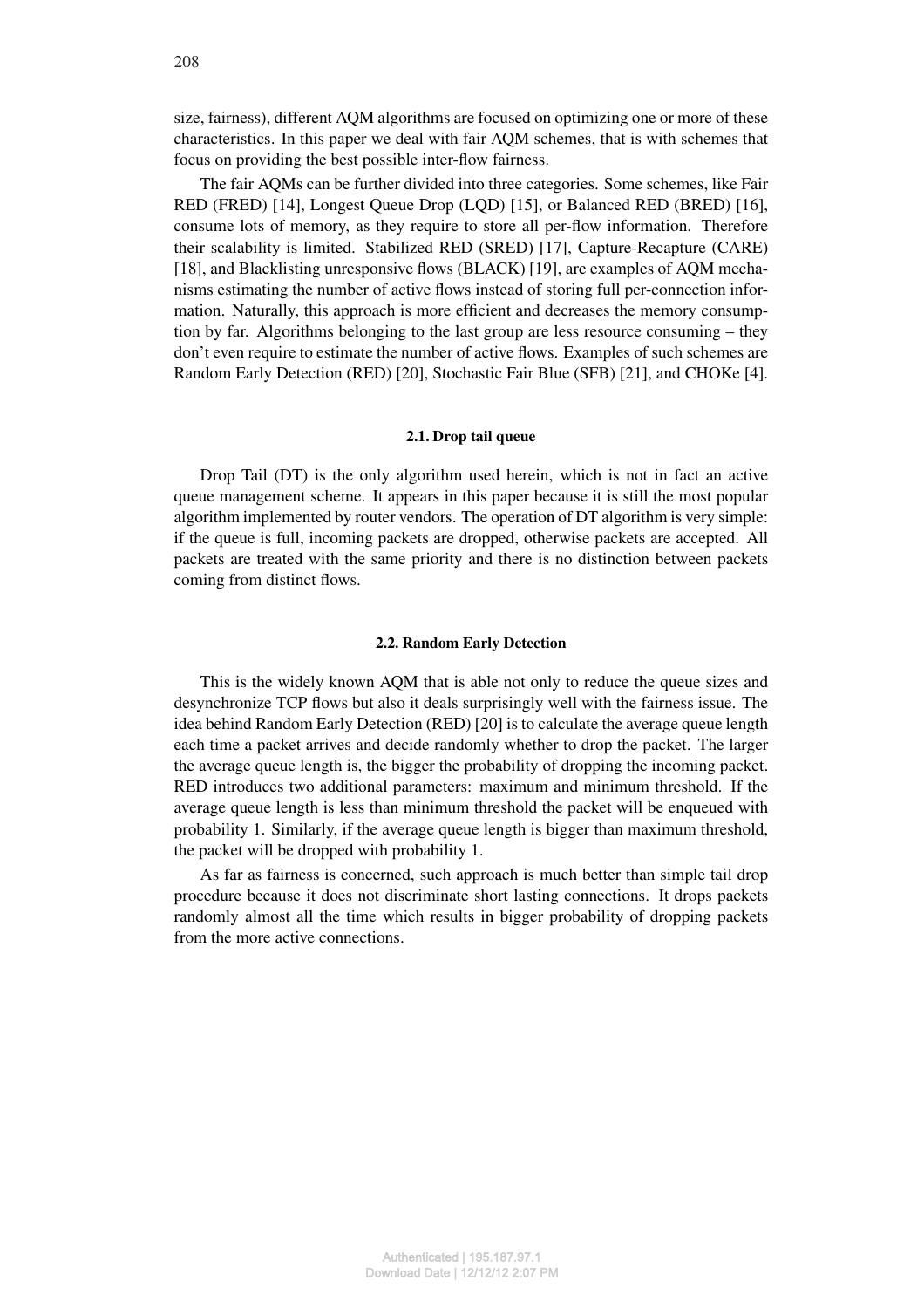size, fairness), different AQM algorithms are focused on optimizing one or more of these characteristics. In this paper we deal with fair AQM schemes, that is with schemes that focus on providing the best possible inter-flow fairness.

The fair AQMs can be further divided into three categories. Some schemes, like Fair RED (FRED) [14], Longest Queue Drop (LQD) [15], or Balanced RED (BRED) [16], consume lots of memory, as they require to store all per-flow information. Therefore their scalability is limited. Stabilized RED (SRED) [17], Capture-Recapture (CARE) [18], and Blacklisting unresponsive flows (BLACK) [19], are examples of AQM mechanisms estimating the number of active flows instead of storing full per-connection information. Naturally, this approach is more efficient and decreases the memory consumption by far. Algorithms belonging to the last group are less resource consuming – they don't even require to estimate the number of active flows. Examples of such schemes are Random Early Detection (RED) [20], Stochastic Fair Blue (SFB) [21], and CHOKe [4].

### 2.1. Drop tail queue

Drop Tail (DT) is the only algorithm used herein, which is not in fact an active queue management scheme. It appears in this paper because it is still the most popular algorithm implemented by router vendors. The operation of DT algorithm is very simple: if the queue is full, incoming packets are dropped, otherwise packets are accepted. All packets are treated with the same priority and there is no distinction between packets coming from distinct flows.

### 2.2. Random Early Detection

This is the widely known AQM that is able not only to reduce the queue sizes and desynchronize TCP flows but also it deals surprisingly well with the fairness issue. The idea behind Random Early Detection (RED) [20] is to calculate the average queue length each time a packet arrives and decide randomly whether to drop the packet. The larger the average queue length is, the bigger the probability of dropping the incoming packet. RED introduces two additional parameters: maximum and minimum threshold. If the average queue length is less than minimum threshold the packet will be enqueued with probability 1. Similarly, if the average queue length is bigger than maximum threshold, the packet will be dropped with probability 1.

As far as fairness is concerned, such approach is much better than simple tail drop procedure because it does not discriminate short lasting connections. It drops packets randomly almost all the time which results in bigger probability of dropping packets from the more active connections.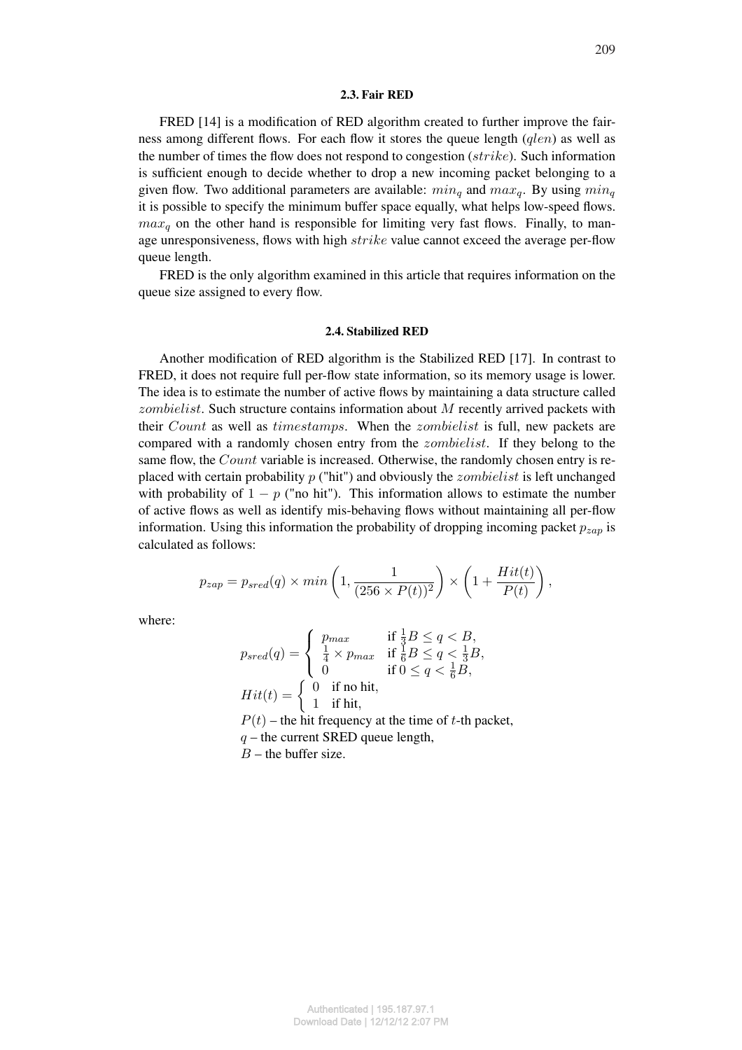### 2.3. Fair RED

FRED [14] is a modification of RED algorithm created to further improve the fairness among different flows. For each flow it stores the queue length ($qlen$) as well as the number of times the flow does not respond to congestion ($strike$). Such information is sufficient enough to decide whether to drop a new incoming packet belonging to a given flow. Two additional parameters are available: $min_q$ and $max_q$. By using $min_q$ it is possible to specify the minimum buffer space equally, what helps low-speed flows. $max_q$ on the other hand is responsible for limiting very fast flows. Finally, to manage unresponsiveness, flows with high $strike$ value cannot exceed the average per-flow queue length.

FRED is the only algorithm examined in this article that requires information on the queue size assigned to every flow.

### 2.4. Stabilized RED

Another modification of RED algorithm is the Stabilized RED [17]. In contrast to FRED, it does not require full per-flow state information, so its memory usage is lower. The idea is to estimate the number of active flows by maintaining a data structure called $zombielist$. Such structure contains information about $M$ recently arrived packets with their $Count$ as well as $timestamps$. When the $zombielist$ is full, new packets are compared with a randomly chosen entry from the $zombielist$. If they belong to the same flow, the $Count$ variable is increased. Otherwise, the randomly chosen entry is replaced with certain probability $p$ ("hit") and obviously the $zombielist$ is left unchanged with probability of $1 - p$ ("no hit"). This information allows to estimate the number of active flows as well as identify mis-behaving flows without maintaining all per-flow information. Using this information the probability of dropping incoming packet $p_{zap}$ is calculated as follows:

$$p_{zap} = p_{sred}(q) \times min\left(1, \frac{1}{(256 \times P(t))^2}\right) \times \left(1 + \frac{Hit(t)}{P(t)}\right),$$

where:

$$p_{sred}(q) = \begin{cases} p_{max} & \text{if } \frac{1}{3}B \leq q < B, \\ \frac{1}{4} \times p_{max} & \text{if } \frac{1}{6}B \leq q < \frac{1}{3}B, \\ 0 & \text{if } 0 \leq q < \frac{1}{6}B, \end{cases}$$

$$Hit(t) = \begin{cases} 0 & \text{if no hit}, \\ 1 & \text{if hit}, \end{cases}$$

$P(t)$ – the hit frequency at the time of $t$-th packet,
$q$ – the current SRED queue length,
$B$ – the buffer size.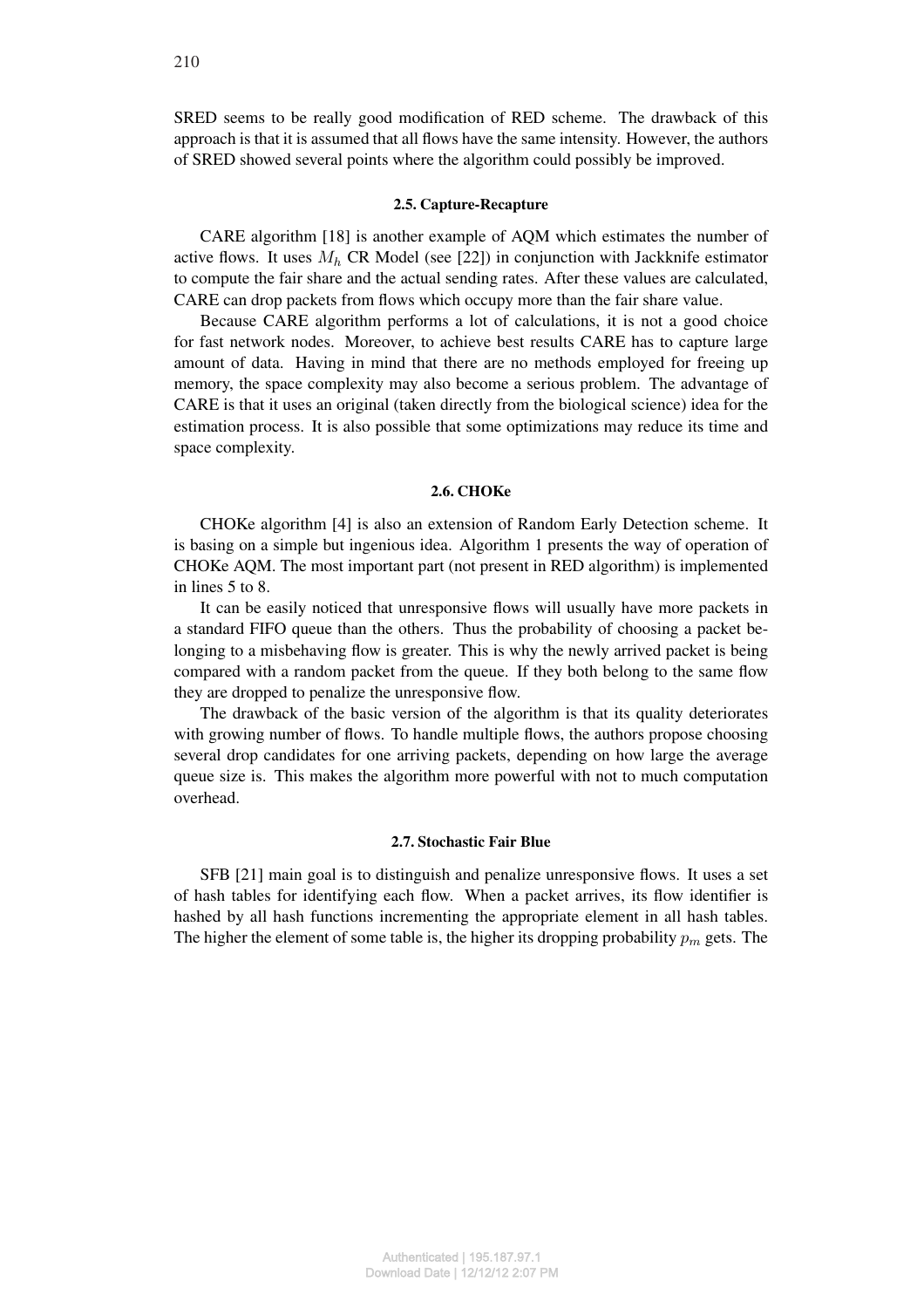SRED seems to be really good modification of RED scheme. The drawback of this approach is that it is assumed that all flows have the same intensity. However, the authors of SRED showed several points where the algorithm could possibly be improved.

### 2.5. Capture-Recapture

CARE algorithm [18] is another example of AQM which estimates the number of active flows. It uses $M_h$ CR Model (see [22]) in conjunction with Jackknife estimator to compute the fair share and the actual sending rates. After these values are calculated, CARE can drop packets from flows which occupy more than the fair share value.

Because CARE algorithm performs a lot of calculations, it is not a good choice for fast network nodes. Moreover, to achieve best results CARE has to capture large amount of data. Having in mind that there are no methods employed for freeing up memory, the space complexity may also become a serious problem. The advantage of CARE is that it uses an original (taken directly from the biological science) idea for the estimation process. It is also possible that some optimizations may reduce its time and space complexity.

### 2.6. CHOKe

CHOKe algorithm [4] is also an extension of Random Early Detection scheme. It is basing on a simple but ingenious idea. Algorithm 1 presents the way of operation of CHOKe AQM. The most important part (not present in RED algorithm) is implemented in lines 5 to 8.

It can be easily noticed that unresponsive flows will usually have more packets in a standard FIFO queue than the others. Thus the probability of choosing a packet belonging to a misbehaving flow is greater. This is why the newly arrived packet is being compared with a random packet from the queue. If they both belong to the same flow they are dropped to penalize the unresponsive flow.

The drawback of the basic version of the algorithm is that its quality deteriorates with growing number of flows. To handle multiple flows, the authors propose choosing several drop candidates for one arriving packets, depending on how large the average queue size is. This makes the algorithm more powerful with not to much computation overhead.

### 2.7. Stochastic Fair Blue

SFB [21] main goal is to distinguish and penalize unresponsive flows. It uses a set of hash tables for identifying each flow. When a packet arrives, its flow identifier is hashed by all hash functions incrementing the appropriate element in all hash tables. The higher the element of some table is, the higher its dropping probability $p_m$ gets. The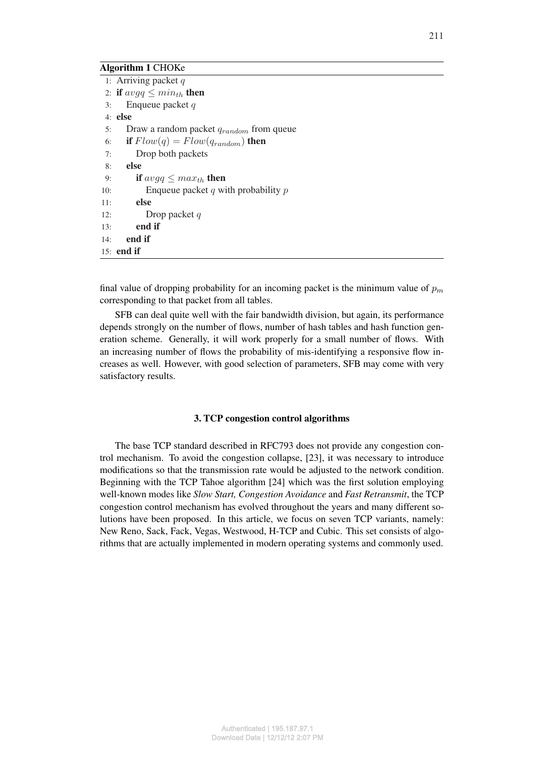**Algorithm 1** CHOKe

```
1:  Arriving packet q
2:  if avgq ≤ min_th then
3:      Enqueue packet q
4:  else
5:      Draw a random packet q_random from queue
6:      if Flow(q) = Flow(q_random) then
7:          Drop both packets
8:      else
9:          if avgq ≤ max_th then
10:             Enqueue packet q with probability p
11:         else
12:             Drop packet q
13:         end if
14:     end if
15: end if
```

final value of dropping probability for an incoming packet is the minimum value of $p_m$ corresponding to that packet from all tables.

SFB can deal quite well with the fair bandwidth division, but again, its performance depends strongly on the number of flows, number of hash tables and hash function generation scheme. Generally, it will work properly for a small number of flows. With an increasing number of flows the probability of mis-identifying a responsive flow increases as well. However, with good selection of parameters, SFB may come with very satisfactory results.

## 3. TCP congestion control algorithms

The base TCP standard described in RFC793 does not provide any congestion control mechanism. To avoid the congestion collapse, [23], it was necessary to introduce modifications so that the transmission rate would be adjusted to the network condition. Beginning with the TCP Tahoe algorithm [24] which was the first solution employing well-known modes like *Slow Start, Congestion Avoidance* and *Fast Retransmit*, the TCP congestion control mechanism has evolved throughout the years and many different solutions have been proposed. In this article, we focus on seven TCP variants, namely: New Reno, Sack, Fack, Vegas, Westwood, H-TCP and Cubic. This set consists of algorithms that are actually implemented in modern operating systems and commonly used.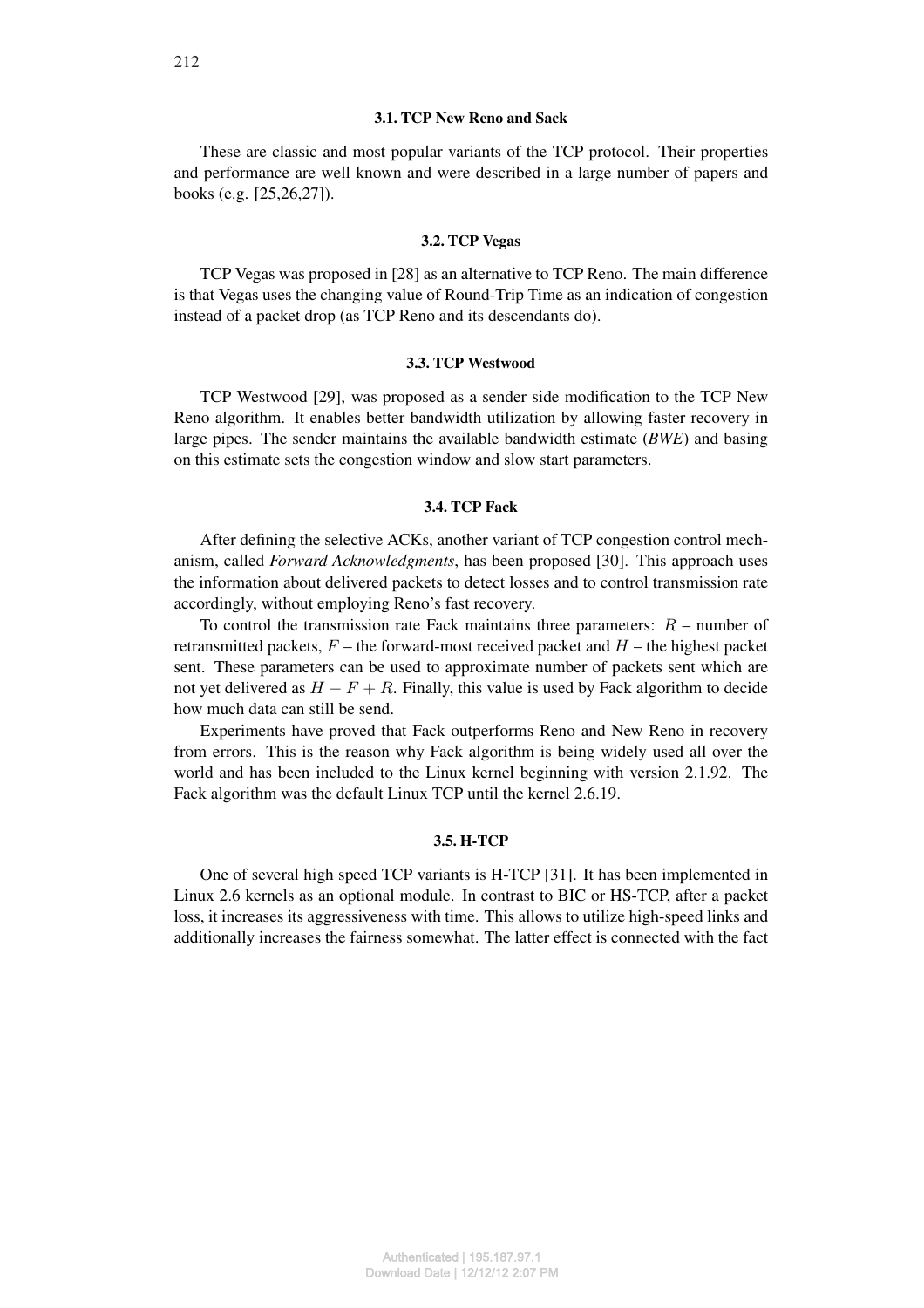### 3.1. TCP New Reno and Sack

These are classic and most popular variants of the TCP protocol. Their properties and performance are well known and were described in a large number of papers and books (e.g. [25,26,27]).

### 3.2. TCP Vegas

TCP Vegas was proposed in [28] as an alternative to TCP Reno. The main difference is that Vegas uses the changing value of Round-Trip Time as an indication of congestion instead of a packet drop (as TCP Reno and its descendants do).

### 3.3. TCP Westwood

TCP Westwood [29], was proposed as a sender side modification to the TCP New Reno algorithm. It enables better bandwidth utilization by allowing faster recovery in large pipes. The sender maintains the available bandwidth estimate (*BWE*) and basing on this estimate sets the congestion window and slow start parameters.

### 3.4. TCP Fack

After defining the selective ACKs, another variant of TCP congestion control mechanism, called *Forward Acknowledgments*, has been proposed [30]. This approach uses the information about delivered packets to detect losses and to control transmission rate accordingly, without employing Reno's fast recovery.

To control the transmission rate Fack maintains three parameters: $R$ – number of retransmitted packets, $F$ – the forward-most received packet and $H$ – the highest packet sent. These parameters can be used to approximate number of packets sent which are not yet delivered as $H - F + R$. Finally, this value is used by Fack algorithm to decide how much data can still be send.

Experiments have proved that Fack outperforms Reno and New Reno in recovery from errors. This is the reason why Fack algorithm is being widely used all over the world and has been included to the Linux kernel beginning with version 2.1.92. The Fack algorithm was the default Linux TCP until the kernel 2.6.19.

### 3.5. H-TCP

One of several high speed TCP variants is H-TCP [31]. It has been implemented in Linux 2.6 kernels as an optional module. In contrast to BIC or HS-TCP, after a packet loss, it increases its aggressiveness with time. This allows to utilize high-speed links and additionally increases the fairness somewhat. The latter effect is connected with the fact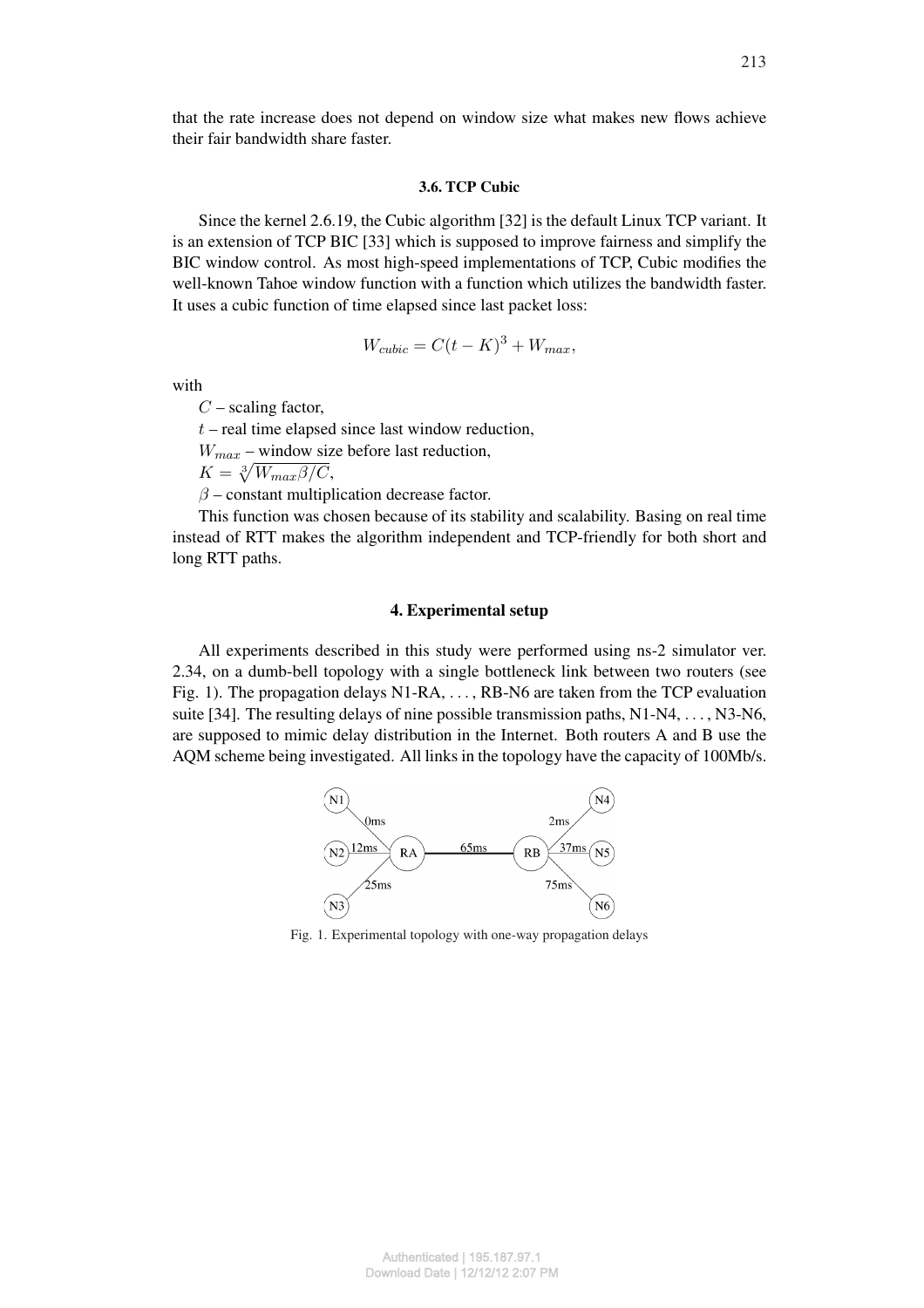that the rate increase does not depend on window size what makes new flows achieve their fair bandwidth share faster.

### 3.6. TCP Cubic

Since the kernel 2.6.19, the Cubic algorithm [32] is the default Linux TCP variant. It is an extension of TCP BIC [33] which is supposed to improve fairness and simplify the BIC window control. As most high-speed implementations of TCP, Cubic modifies the well-known Tahoe window function with a function which utilizes the bandwidth faster. It uses a cubic function of time elapsed since last packet loss:

$$W_{cubic} = C(t - K)^3 + W_{max},$$

with

$C$ – scaling factor,

$t$ – real time elapsed since last window reduction,

$W_{max}$ – window size before last reduction,

$K = \sqrt[3]{W_{max}\beta/C}$,

$\beta$ – constant multiplication decrease factor.

This function was chosen because of its stability and scalability. Basing on real time instead of RTT makes the algorithm independent and TCP-friendly for both short and long RTT paths.

## 4. Experimental setup

All experiments described in this study were performed using ns-2 simulator ver. 2.34, on a dumb-bell topology with a single bottleneck link between two routers (see Fig. 1). The propagation delays N1-RA, ..., RB-N6 are taken from the TCP evaluation suite [34]. The resulting delays of nine possible transmission paths, N1-N4, ..., N3-N6, are supposed to mimic delay distribution in the Internet. Both routers A and B use the AQM scheme being investigated. All links in the topology have the capacity of 100Mb/s.

Fig. 1. Experimental topology with one-way propagation delays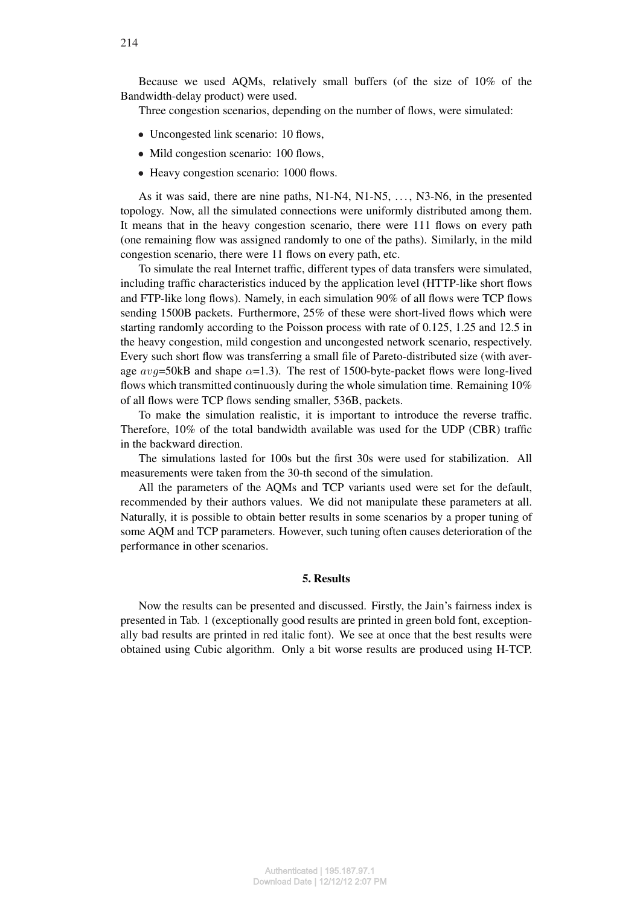Because we used AQMs, relatively small buffers (of the size of 10% of the Bandwidth-delay product) were used.

Three congestion scenarios, depending on the number of flows, were simulated:

- Uncongested link scenario: 10 flows,
- Mild congestion scenario: 100 flows,
- Heavy congestion scenario: 1000 flows.

As it was said, there are nine paths, N1-N4, N1-N5, ..., N3-N6, in the presented topology. Now, all the simulated connections were uniformly distributed among them. It means that in the heavy congestion scenario, there were 111 flows on every path (one remaining flow was assigned randomly to one of the paths). Similarly, in the mild congestion scenario, there were 11 flows on every path, etc.

To simulate the real Internet traffic, different types of data transfers were simulated, including traffic characteristics induced by the application level (HTTP-like short flows and FTP-like long flows). Namely, in each simulation 90% of all flows were TCP flows sending 1500B packets. Furthermore, 25% of these were short-lived flows which were starting randomly according to the Poisson process with rate of 0.125, 1.25 and 12.5 in the heavy congestion, mild congestion and uncongested network scenario, respectively. Every such short flow was transferring a small file of Pareto-distributed size (with average $avg$=50kB and shape $\alpha$=1.3). The rest of 1500-byte-packet flows were long-lived flows which transmitted continuously during the whole simulation time. Remaining 10% of all flows were TCP flows sending smaller, 536B, packets.

To make the simulation realistic, it is important to introduce the reverse traffic. Therefore, 10% of the total bandwidth available was used for the UDP (CBR) traffic in the backward direction.

The simulations lasted for 100s but the first 30s were used for stabilization. All measurements were taken from the 30-th second of the simulation.

All the parameters of the AQMs and TCP variants used were set for the default, recommended by their authors values. We did not manipulate these parameters at all. Naturally, it is possible to obtain better results in some scenarios by a proper tuning of some AQM and TCP parameters. However, such tuning often causes deterioration of the performance in other scenarios.

## 5. Results

Now the results can be presented and discussed. Firstly, the Jain's fairness index is presented in Tab. 1 (exceptionally good results are printed in green bold font, exceptionally bad results are printed in red italic font). We see at once that the best results were obtained using Cubic algorithm. Only a bit worse results are produced using H-TCP.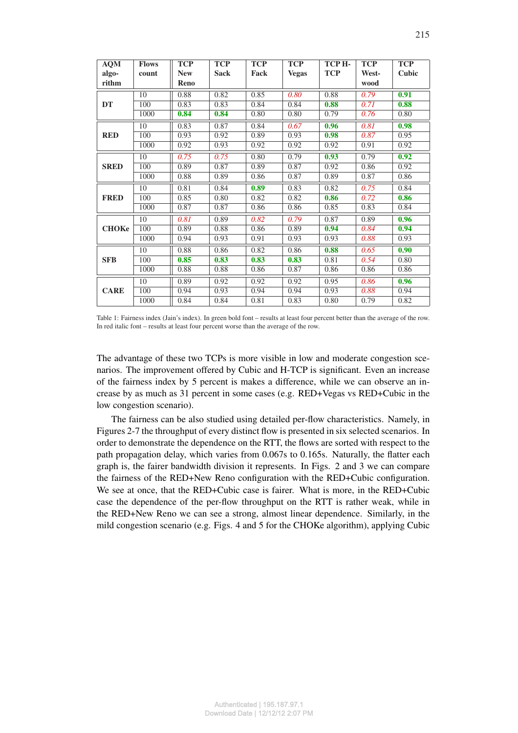| AQM algorithm | Flows count | TCP New Reno | TCP Sack | TCP Fack | TCP Vegas | TCP H-TCP | TCP Westwood | TCP Cubic |
|---|---|---|---|---|---|---|---|---|
| **DT** | 10 | 0.88 | 0.82 | 0.85 | *0.80* | 0.88 | *0.79* | **0.91** |
| | 100 | 0.83 | 0.83 | 0.84 | 0.84 | **0.88** | *0.71* | **0.88** |
| | 1000 | **0.84** | **0.84** | 0.80 | 0.80 | 0.79 | *0.76* | 0.80 |
| **RED** | 10 | 0.83 | 0.87 | 0.84 | *0.67* | **0.96** | *0.81* | **0.98** |
| | 100 | 0.93 | 0.92 | 0.89 | 0.93 | **0.98** | *0.87* | 0.95 |
| | 1000 | 0.92 | 0.93 | 0.92 | 0.92 | 0.92 | 0.91 | 0.92 |
| **SRED** | 10 | *0.75* | *0.75* | 0.80 | 0.79 | **0.93** | 0.79 | **0.92** |
| | 100 | 0.89 | 0.87 | 0.89 | 0.87 | 0.92 | 0.86 | 0.92 |
| | 1000 | 0.88 | 0.89 | 0.86 | 0.87 | 0.89 | 0.87 | 0.86 |
| **FRED** | 10 | 0.81 | 0.84 | **0.89** | 0.83 | 0.82 | *0.75* | 0.84 |
| | 100 | 0.85 | 0.80 | 0.82 | 0.82 | **0.86** | *0.72* | **0.86** |
| | 1000 | 0.87 | 0.87 | 0.86 | 0.86 | 0.85 | 0.83 | 0.84 |
| **CHOKe** | 10 | *0.81* | 0.89 | *0.82* | *0.79* | 0.87 | 0.89 | **0.96** |
| | 100 | 0.89 | 0.88 | 0.86 | 0.89 | **0.94** | *0.84* | **0.94** |
| | 1000 | 0.94 | 0.93 | 0.91 | 0.93 | 0.93 | *0.88* | 0.93 |
| **SFB** | 10 | 0.88 | 0.86 | 0.82 | 0.86 | **0.88** | *0.65* | **0.90** |
| | 100 | **0.85** | **0.83** | **0.83** | **0.83** | 0.81 | *0.54* | 0.80 |
| | 1000 | 0.88 | 0.88 | 0.86 | 0.87 | 0.86 | 0.86 | 0.86 |
| **CARE** | 10 | 0.89 | 0.92 | 0.92 | 0.92 | 0.95 | *0.86* | **0.96** |
| | 100 | 0.94 | 0.93 | 0.94 | 0.94 | 0.93 | *0.88* | 0.94 |
| | 1000 | 0.84 | 0.84 | 0.81 | 0.83 | 0.80 | 0.79 | 0.82 |

Table 1: Fairness index (Jain's index). In green bold font – results at least four percent better than the average of the row. In red italic font – results at least four percent worse than the average of the row.

The advantage of these two TCPs is more visible in low and moderate congestion scenarios. The improvement offered by Cubic and H-TCP is significant. Even an increase of the fairness index by 5 percent is makes a difference, while we can observe an increase by as much as 31 percent in some cases (e.g. RED+Vegas vs RED+Cubic in the low congestion scenario).

The fairness can be also studied using detailed per-flow characteristics. Namely, in Figures 2-7 the throughput of every distinct flow is presented in six selected scenarios. In order to demonstrate the dependence on the RTT, the flows are sorted with respect to the path propagation delay, which varies from 0.067s to 0.165s. Naturally, the flatter each graph is, the fairer bandwidth division it represents. In Figs. 2 and 3 we can compare the fairness of the RED+New Reno configuration with the RED+Cubic configuration. We see at once, that the RED+Cubic case is fairer. What is more, in the RED+Cubic case the dependence of the per-flow throughput on the RTT is rather weak, while in the RED+New Reno we can see a strong, almost linear dependence. Similarly, in the mild congestion scenario (e.g. Figs. 4 and 5 for the CHOKe algorithm), applying Cubic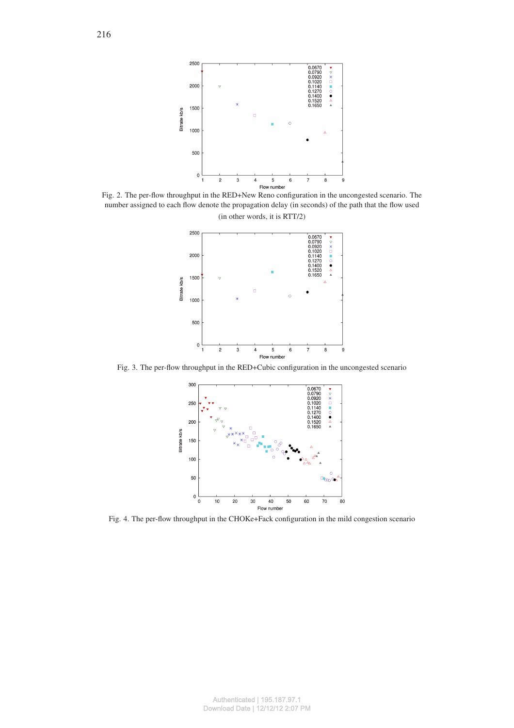Fig. 2. The per-flow throughput in the RED+New Reno configuration in the uncongested scenario. The number assigned to each flow denote the propagation delay (in seconds) of the path that the flow used (in other words, it is RTT/2)

Fig. 3. The per-flow throughput in the RED+Cubic configuration in the uncongested scenario

Fig. 4. The per-flow throughput in the CHOKe+Fack configuration in the mild congestion scenario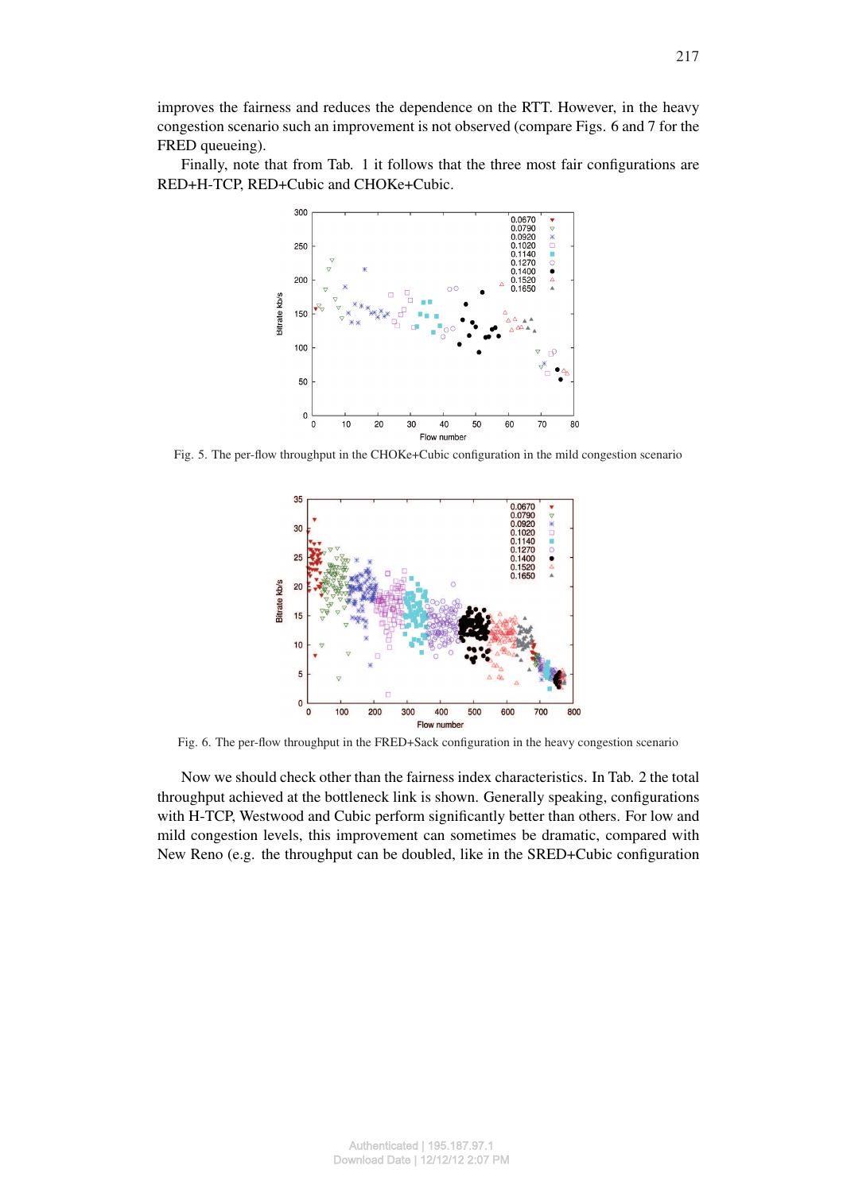improves the fairness and reduces the dependence on the RTT. However, in the heavy congestion scenario such an improvement is not observed (compare Figs. 6 and 7 for the FRED queueing).

Finally, note that from Tab. 1 it follows that the three most fair configurations are RED+H-TCP, RED+Cubic and CHOKe+Cubic.

Fig. 5. The per-flow throughput in the CHOKe+Cubic configuration in the mild congestion scenario

Fig. 6. The per-flow throughput in the FRED+Sack configuration in the heavy congestion scenario

Now we should check other than the fairness index characteristics. In Tab. 2 the total throughput achieved at the bottleneck link is shown. Generally speaking, configurations with H-TCP, Westwood and Cubic perform significantly better than others. For low and mild congestion levels, this improvement can sometimes be dramatic, compared with New Reno (e.g. the throughput can be doubled, like in the SRED+Cubic configuration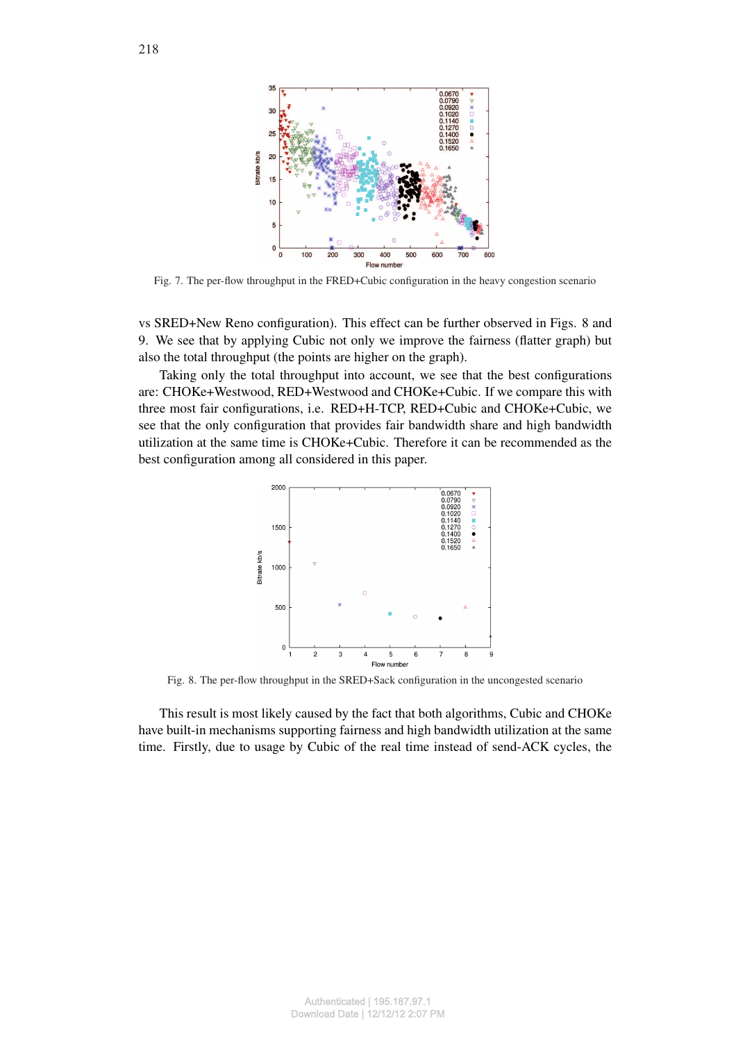Fig. 7. The per-flow throughput in the FRED+Cubic configuration in the heavy congestion scenario

vs SRED+New Reno configuration). This effect can be further observed in Figs. 8 and 9. We see that by applying Cubic not only we improve the fairness (flatter graph) but also the total throughput (the points are higher on the graph).

Taking only the total throughput into account, we see that the best configurations are: CHOKe+Westwood, RED+Westwood and CHOKe+Cubic. If we compare this with three most fair configurations, i.e. RED+H-TCP, RED+Cubic and CHOKe+Cubic, we see that the only configuration that provides fair bandwidth share and high bandwidth utilization at the same time is CHOKe+Cubic. Therefore it can be recommended as the best configuration among all considered in this paper.

Fig. 8. The per-flow throughput in the SRED+Sack configuration in the uncongested scenario

This result is most likely caused by the fact that both algorithms, Cubic and CHOKe have built-in mechanisms supporting fairness and high bandwidth utilization at the same time. Firstly, due to usage by Cubic of the real time instead of send-ACK cycles, the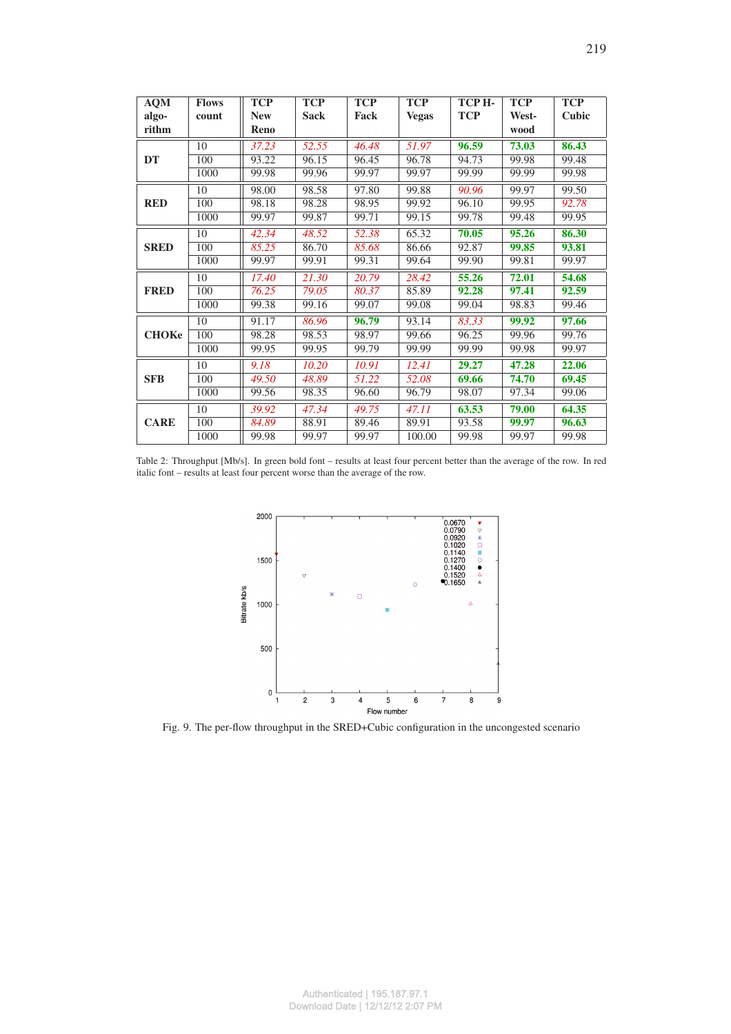| AQM algorithm | Flows count | TCP New Reno | TCP Sack | TCP Fack | TCP Vegas | TCP H-TCP | TCP Westwood | TCP Cubic |
|---|---|---|---|---|---|---|---|---|
| **DT** | 10 | *37.23* | *52.55* | *46.48* | *51.97* | **96.59** | **73.03** | **86.43** |
| | 100 | 93.22 | 96.15 | 96.45 | 96.78 | 94.73 | 99.98 | 99.48 |
| | 1000 | 99.98 | 99.96 | 99.97 | 99.97 | 99.99 | 99.99 | 99.98 |
| **RED** | 10 | 98.00 | 98.58 | 97.80 | 99.88 | *90.96* | 99.97 | 99.50 |
| | 100 | 98.18 | 98.28 | 98.95 | 99.92 | 96.10 | 99.95 | *92.78* |
| | 1000 | 99.97 | 99.87 | 99.71 | 99.15 | 99.78 | 99.48 | 99.95 |
| **SRED** | 10 | *42.34* | *48.52* | *52.38* | 65.32 | **70.05** | **95.26** | **86.30** |
| | 100 | *85.25* | 86.70 | *85.68* | 86.66 | 92.87 | **99.85** | **93.81** |
| | 1000 | 99.97 | 99.91 | 99.31 | 99.64 | 99.90 | 99.81 | 99.97 |
| **FRED** | 10 | *17.40* | *21.30* | *20.79* | *28.42* | **55.26** | **72.01** | **54.68** |
| | 100 | *76.25* | *79.05* | *80.37* | 85.89 | **92.28** | **97.41** | **92.59** |
| | 1000 | 99.38 | 99.16 | 99.07 | 99.08 | 99.04 | 98.83 | 99.46 |
| **CHOKe** | 10 | 91.17 | *86.96* | **96.79** | 93.14 | *83.33* | **99.92** | **97.66** |
| | 100 | 98.28 | 98.53 | 98.97 | 99.66 | 96.25 | 99.96 | 99.76 |
| | 1000 | 99.95 | 99.95 | 99.79 | 99.99 | 99.99 | 99.98 | 99.97 |
| **SFB** | 10 | *9.18* | *10.20* | *10.91* | *12.41* | **29.27** | **47.28** | **22.06** |
| | 100 | *49.50* | *48.89* | *51.22* | *52.08* | **69.66** | **74.70** | **69.45** |
| | 1000 | 99.56 | 98.35 | 96.60 | 96.79 | 98.07 | 97.34 | 99.06 |
| **CARE** | 10 | *39.92* | *47.34* | *49.75* | *47.11* | **63.53** | **79.00** | **64.35** |
| | 100 | *84.89* | 88.91 | 89.46 | 89.91 | 93.58 | **99.97** | **96.63** |
| | 1000 | 99.98 | 99.97 | 99.97 | 100.00 | 99.98 | 99.97 | 99.98 |

Table 2: Throughput [Mb/s]. In green bold font – results at least four percent better than the average of the row. In red italic font – results at least four percent worse than the average of the row.

Fig. 9. The per-flow throughput in the SRED+Cubic configuration in the uncongested scenario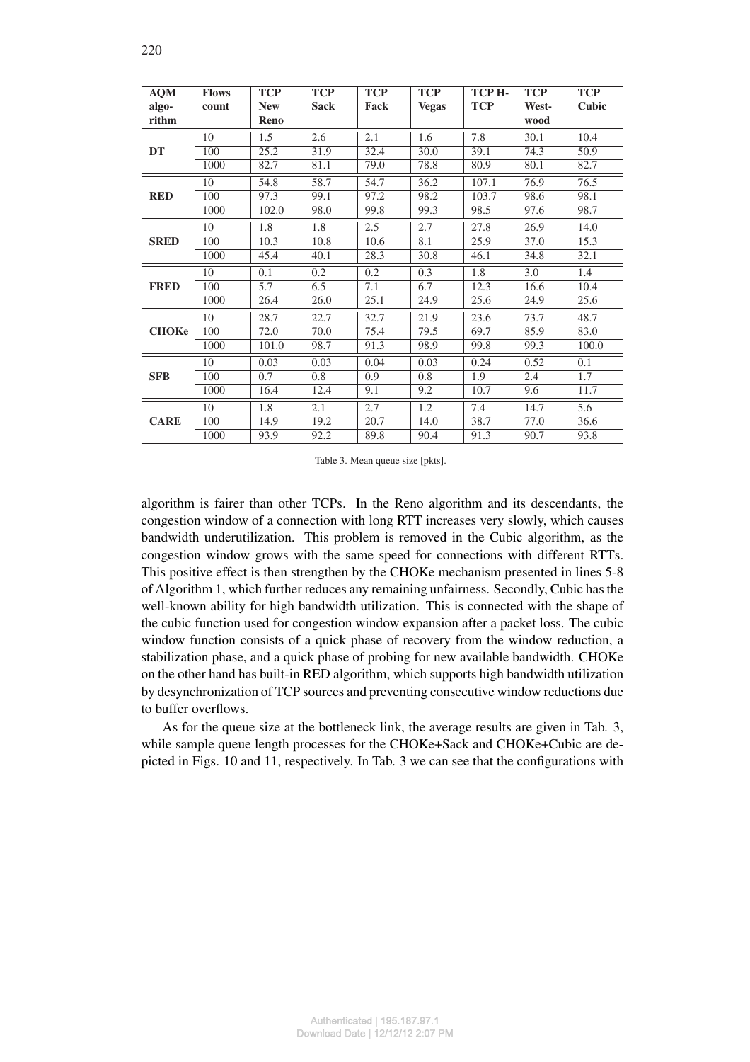| AQM algorithm | Flows count | TCP New Reno | TCP Sack | TCP Fack | TCP Vegas | TCP H-TCP | TCP Westwood | TCP Cubic |
|---|---|---|---|---|---|---|---|---|
| **DT** | 10 | 1.5 | 2.6 | 2.1 | 1.6 | 7.8 | 30.1 | 10.4 |
| | 100 | 25.2 | 31.9 | 32.4 | 30.0 | 39.1 | 74.3 | 50.9 |
| | 1000 | 82.7 | 81.1 | 79.0 | 78.8 | 80.9 | 80.1 | 82.7 |
| **RED** | 10 | 54.8 | 58.7 | 54.7 | 36.2 | 107.1 | 76.9 | 76.5 |
| | 100 | 97.3 | 99.1 | 97.2 | 98.2 | 103.7 | 98.6 | 98.1 |
| | 1000 | 102.0 | 98.0 | 99.8 | 99.3 | 98.5 | 97.6 | 98.7 |
| **SRED** | 10 | 1.8 | 1.8 | 2.5 | 2.7 | 27.8 | 26.9 | 14.0 |
| | 100 | 10.3 | 10.8 | 10.6 | 8.1 | 25.9 | 37.0 | 15.3 |
| | 1000 | 45.4 | 40.1 | 28.3 | 30.8 | 46.1 | 34.8 | 32.1 |
| **FRED** | 10 | 0.1 | 0.2 | 0.2 | 0.3 | 1.8 | 3.0 | 1.4 |
| | 100 | 5.7 | 6.5 | 7.1 | 6.7 | 12.3 | 16.6 | 10.4 |
| | 1000 | 26.4 | 26.0 | 25.1 | 24.9 | 25.6 | 24.9 | 25.6 |
| **CHOKe** | 10 | 28.7 | 22.7 | 32.7 | 21.9 | 23.6 | 73.7 | 48.7 |
| | 100 | 72.0 | 70.0 | 75.4 | 79.5 | 69.7 | 85.9 | 83.0 |
| | 1000 | 101.0 | 98.7 | 91.3 | 98.9 | 99.8 | 99.3 | 100.0 |
| **SFB** | 10 | 0.03 | 0.03 | 0.04 | 0.03 | 0.24 | 0.52 | 0.1 |
| | 100 | 0.7 | 0.8 | 0.9 | 0.8 | 1.9 | 2.4 | 1.7 |
| | 1000 | 16.4 | 12.4 | 9.1 | 9.2 | 10.7 | 9.6 | 11.7 |
| **CARE** | 10 | 1.8 | 2.1 | 2.7 | 1.2 | 7.4 | 14.7 | 5.6 |
| | 100 | 14.9 | 19.2 | 20.7 | 14.0 | 38.7 | 77.0 | 36.6 |
| | 1000 | 93.9 | 92.2 | 89.8 | 90.4 | 91.3 | 90.7 | 93.8 |

Table 3. Mean queue size [pkts].

algorithm is fairer than other TCPs. In the Reno algorithm and its descendants, the congestion window of a connection with long RTT increases very slowly, which causes bandwidth underutilization. This problem is removed in the Cubic algorithm, as the congestion window grows with the same speed for connections with different RTTs. This positive effect is then strengthen by the CHOKe mechanism presented in lines 5-8 of Algorithm 1, which further reduces any remaining unfairness. Secondly, Cubic has the well-known ability for high bandwidth utilization. This is connected with the shape of the cubic function used for congestion window expansion after a packet loss. The cubic window function consists of a quick phase of recovery from the window reduction, a stabilization phase, and a quick phase of probing for new available bandwidth. CHOKe on the other hand has built-in RED algorithm, which supports high bandwidth utilization by desynchronization of TCP sources and preventing consecutive window reductions due to buffer overflows.

As for the queue size at the bottleneck link, the average results are given in Tab. 3, while sample queue length processes for the CHOKe+Sack and CHOKe+Cubic are depicted in Figs. 10 and 11, respectively. In Tab. 3 we can see that the configurations with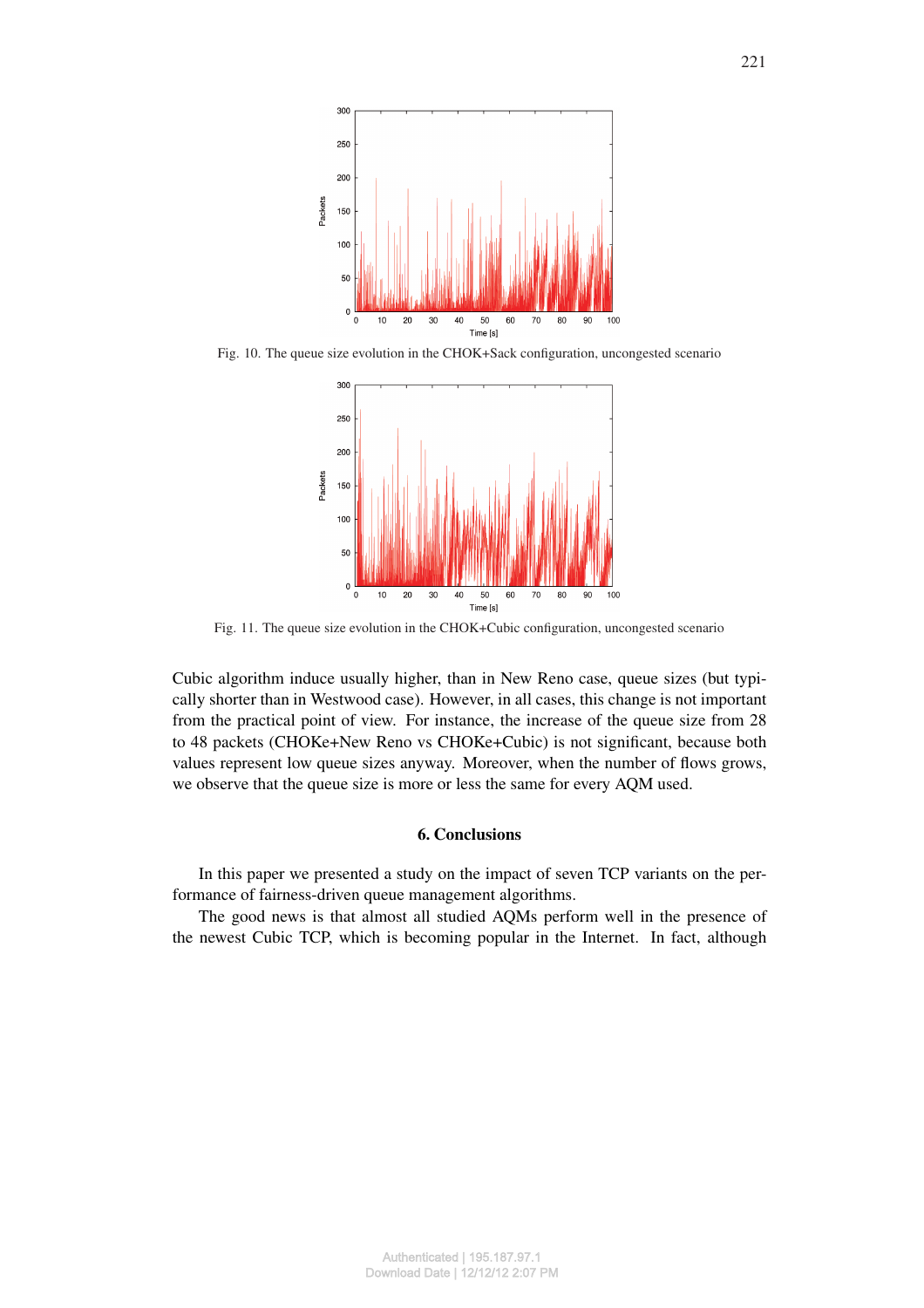Fig. 10. The queue size evolution in the CHOK+Sack configuration, uncongested scenario

Fig. 11. The queue size evolution in the CHOK+Cubic configuration, uncongested scenario

Cubic algorithm induce usually higher, than in New Reno case, queue sizes (but typically shorter than in Westwood case). However, in all cases, this change is not important from the practical point of view. For instance, the increase of the queue size from 28 to 48 packets (CHOKe+New Reno vs CHOKe+Cubic) is not significant, because both values represent low queue sizes anyway. Moreover, when the number of flows grows, we observe that the queue size is more or less the same for every AQM used.

## 6. Conclusions

In this paper we presented a study on the impact of seven TCP variants on the performance of fairness-driven queue management algorithms.

The good news is that almost all studied AQMs perform well in the presence of the newest Cubic TCP, which is becoming popular in the Internet. In fact, although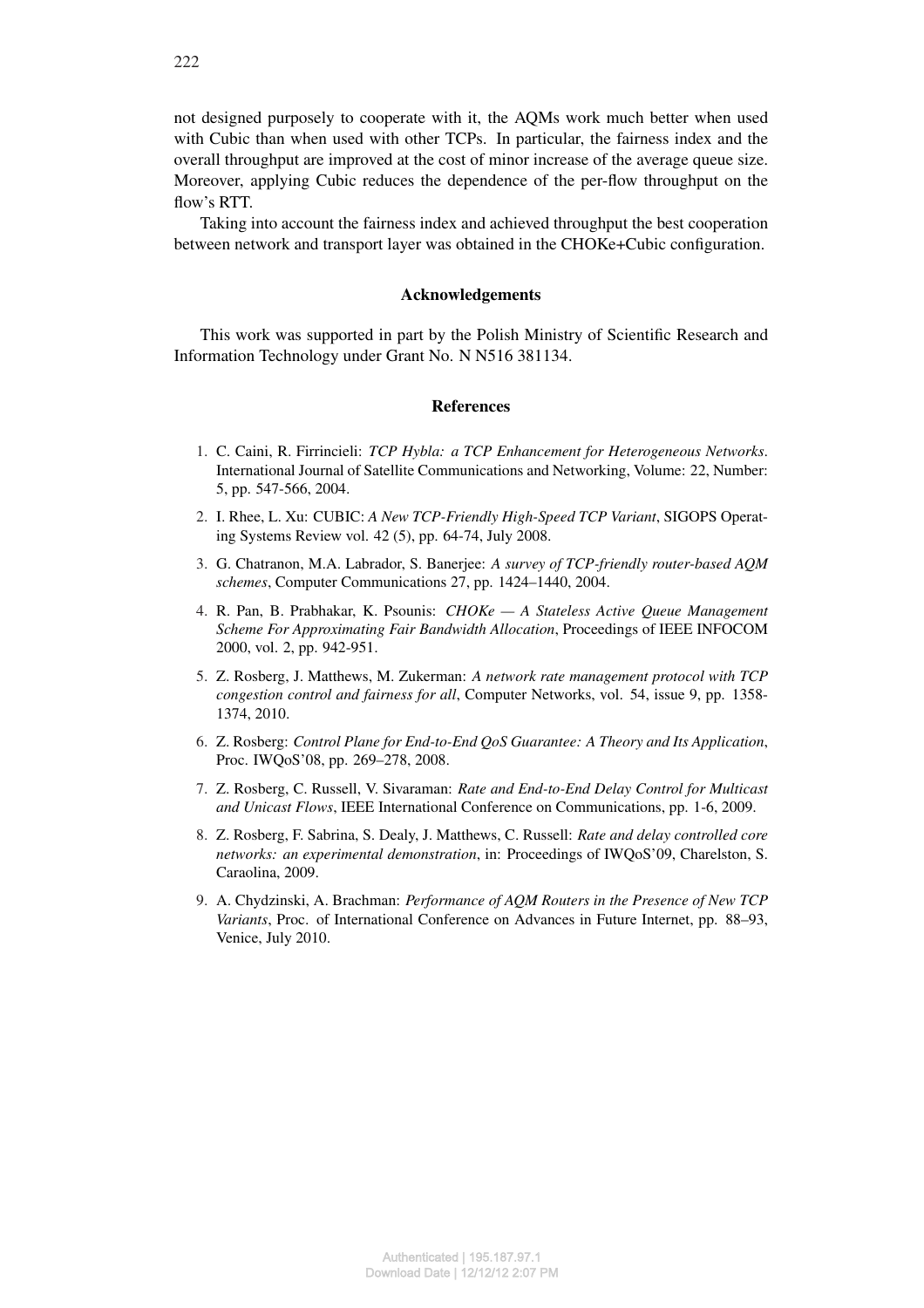not designed purposely to cooperate with it, the AQMs work much better when used with Cubic than when used with other TCPs. In particular, the fairness index and the overall throughput are improved at the cost of minor increase of the average queue size. Moreover, applying Cubic reduces the dependence of the per-flow throughput on the flow's RTT.

Taking into account the fairness index and achieved throughput the best cooperation between network and transport layer was obtained in the CHOKe+Cubic configuration.

## Acknowledgements

This work was supported in part by the Polish Ministry of Scientific Research and Information Technology under Grant No. N N516 381134.

## References

1. C. Caini, R. Firrincieli: *TCP Hybla: a TCP Enhancement for Heterogeneous Networks*. International Journal of Satellite Communications and Networking, Volume: 22, Number: 5, pp. 547-566, 2004.
2. I. Rhee, L. Xu: CUBIC: *A New TCP-Friendly High-Speed TCP Variant*, SIGOPS Operating Systems Review vol. 42 (5), pp. 64-74, July 2008.
3. G. Chatranon, M.A. Labrador, S. Banerjee: *A survey of TCP-friendly router-based AQM schemes*, Computer Communications 27, pp. 1424–1440, 2004.
4. R. Pan, B. Prabhakar, K. Psounis: *CHOKe — A Stateless Active Queue Management Scheme For Approximating Fair Bandwidth Allocation*, Proceedings of IEEE INFOCOM 2000, vol. 2, pp. 942-951.
5. Z. Rosberg, J. Matthews, M. Zukerman: *A network rate management protocol with TCP congestion control and fairness for all*, Computer Networks, vol. 54, issue 9, pp. 1358-1374, 2010.
6. Z. Rosberg: *Control Plane for End-to-End QoS Guarantee: A Theory and Its Application*, Proc. IWQoS'08, pp. 269–278, 2008.
7. Z. Rosberg, C. Russell, V. Sivaraman: *Rate and End-to-End Delay Control for Multicast and Unicast Flows*, IEEE International Conference on Communications, pp. 1-6, 2009.
8. Z. Rosberg, F. Sabrina, S. Dealy, J. Matthews, C. Russell: *Rate and delay controlled core networks: an experimental demonstration*, in: Proceedings of IWQoS'09, Charelston, S. Caraolina, 2009.
9. A. Chydzinski, A. Brachman: *Performance of AQM Routers in the Presence of New TCP Variants*, Proc. of International Conference on Advances in Future Internet, pp. 88–93, Venice, July 2010.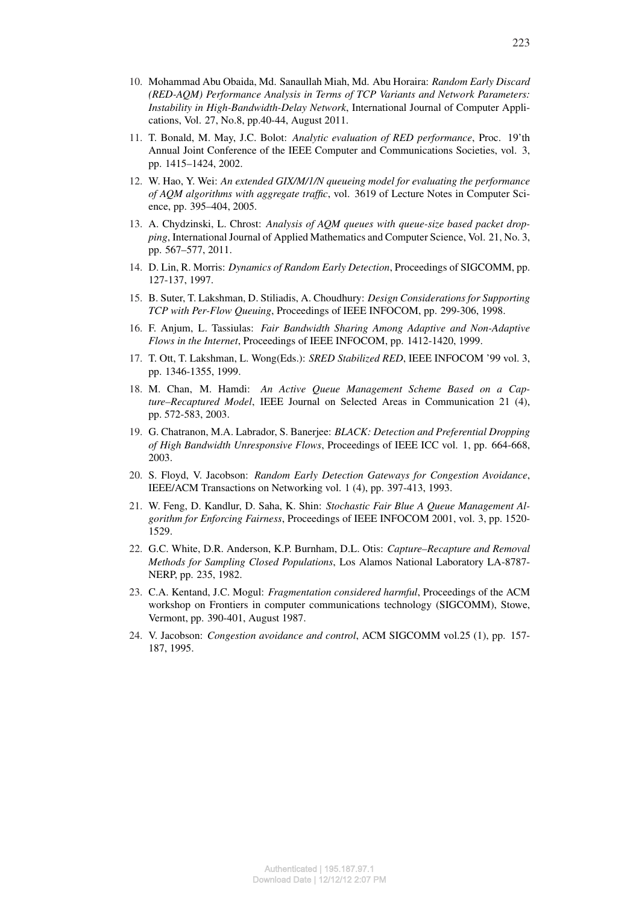10. Mohammad Abu Obaida, Md. Sanaullah Miah, Md. Abu Horaira: *Random Early Discard (RED-AQM) Performance Analysis in Terms of TCP Variants and Network Parameters: Instability in High-Bandwidth-Delay Network*, International Journal of Computer Applications, Vol. 27, No.8, pp.40-44, August 2011.

11. T. Bonald, M. May, J.C. Bolot: *Analytic evaluation of RED performance*, Proc. 19'th Annual Joint Conference of the IEEE Computer and Communications Societies, vol. 3, pp. 1415–1424, 2002.

12. W. Hao, Y. Wei: *An extended GIX/M/1/N queueing model for evaluating the performance of AQM algorithms with aggregate traffic*, vol. 3619 of Lecture Notes in Computer Science, pp. 395–404, 2005.

13. A. Chydzinski, L. Chrost: *Analysis of AQM queues with queue-size based packet dropping*, International Journal of Applied Mathematics and Computer Science, Vol. 21, No. 3, pp. 567–577, 2011.

14. D. Lin, R. Morris: *Dynamics of Random Early Detection*, Proceedings of SIGCOMM, pp. 127-137, 1997.

15. B. Suter, T. Lakshman, D. Stiliadis, A. Choudhury: *Design Considerations for Supporting TCP with Per-Flow Queuing*, Proceedings of IEEE INFOCOM, pp. 299-306, 1998.

16. F. Anjum, L. Tassiulas: *Fair Bandwidth Sharing Among Adaptive and Non-Adaptive Flows in the Internet*, Proceedings of IEEE INFOCOM, pp. 1412-1420, 1999.

17. T. Ott, T. Lakshman, L. Wong(Eds.): *SRED Stabilized RED*, IEEE INFOCOM '99 vol. 3, pp. 1346-1355, 1999.

18. M. Chan, M. Hamdi: *An Active Queue Management Scheme Based on a Capture–Recaptured Model*, IEEE Journal on Selected Areas in Communication 21 (4), pp. 572-583, 2003.

19. G. Chatranon, M.A. Labrador, S. Banerjee: *BLACK: Detection and Preferential Dropping of High Bandwidth Unresponsive Flows*, Proceedings of IEEE ICC vol. 1, pp. 664-668, 2003.

20. S. Floyd, V. Jacobson: *Random Early Detection Gateways for Congestion Avoidance*, IEEE/ACM Transactions on Networking vol. 1 (4), pp. 397-413, 1993.

21. W. Feng, D. Kandlur, D. Saha, K. Shin: *Stochastic Fair Blue A Queue Management Algorithm for Enforcing Fairness*, Proceedings of IEEE INFOCOM 2001, vol. 3, pp. 1520-1529.

22. G.C. White, D.R. Anderson, K.P. Burnham, D.L. Otis: *Capture–Recapture and Removal Methods for Sampling Closed Populations*, Los Alamos National Laboratory LA-8787-NERP, pp. 235, 1982.

23. C.A. Kentand, J.C. Mogul: *Fragmentation considered harmful*, Proceedings of the ACM workshop on Frontiers in computer communications technology (SIGCOMM), Stowe, Vermont, pp. 390-401, August 1987.

24. V. Jacobson: *Congestion avoidance and control*, ACM SIGCOMM vol.25 (1), pp. 157-187, 1995.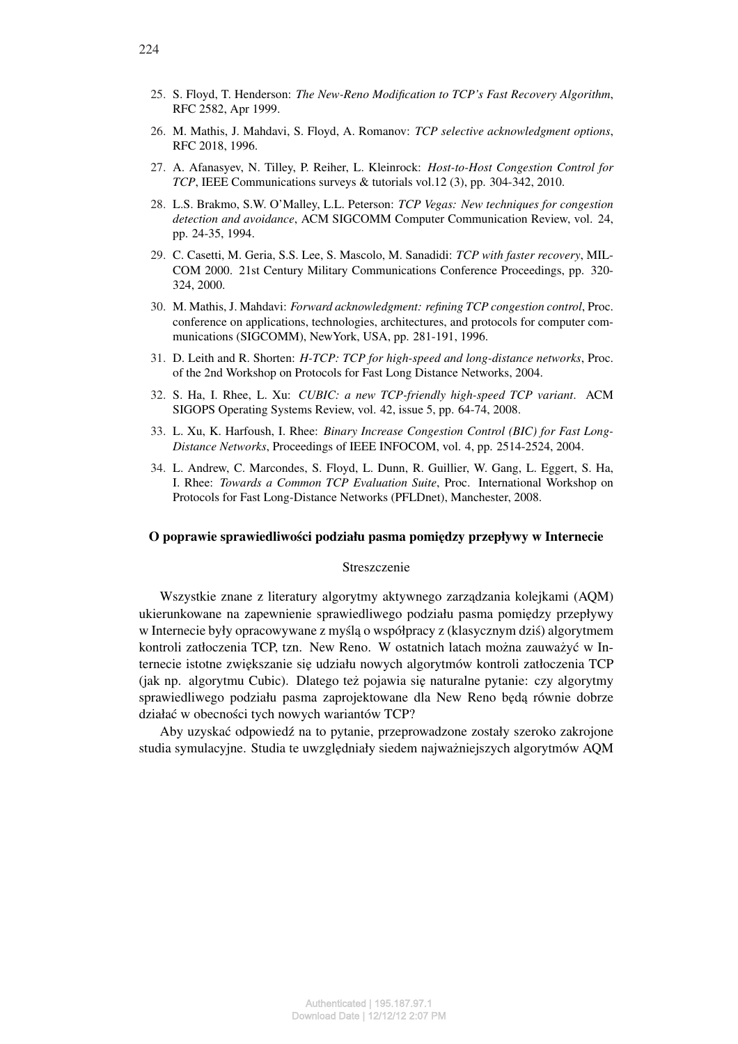25. S. Floyd, T. Henderson: *The New-Reno Modification to TCP's Fast Recovery Algorithm*, RFC 2582, Apr 1999.
26. M. Mathis, J. Mahdavi, S. Floyd, A. Romanov: *TCP selective acknowledgment options*, RFC 2018, 1996.
27. A. Afanasyev, N. Tilley, P. Reiher, L. Kleinrock: *Host-to-Host Congestion Control for TCP*, IEEE Communications surveys & tutorials vol.12 (3), pp. 304-342, 2010.
28. L.S. Brakmo, S.W. O'Malley, L.L. Peterson: *TCP Vegas: New techniques for congestion detection and avoidance*, ACM SIGCOMM Computer Communication Review, vol. 24, pp. 24-35, 1994.
29. C. Casetti, M. Geria, S.S. Lee, S. Mascolo, M. Sanadidi: *TCP with faster recovery*, MILCOM 2000. 21st Century Military Communications Conference Proceedings, pp. 320-324, 2000.
30. M. Mathis, J. Mahdavi: *Forward acknowledgment: refining TCP congestion control*, Proc. conference on applications, technologies, architectures, and protocols for computer communications (SIGCOMM), NewYork, USA, pp. 281-191, 1996.
31. D. Leith and R. Shorten: *H-TCP: TCP for high-speed and long-distance networks*, Proc. of the 2nd Workshop on Protocols for Fast Long Distance Networks, 2004.
32. S. Ha, I. Rhee, L. Xu: *CUBIC: a new TCP-friendly high-speed TCP variant*. ACM SIGOPS Operating Systems Review, vol. 42, issue 5, pp. 64-74, 2008.
33. L. Xu, K. Harfoush, I. Rhee: *Binary Increase Congestion Control (BIC) for Fast Long-Distance Networks*, Proceedings of IEEE INFOCOM, vol. 4, pp. 2514-2524, 2004.
34. L. Andrew, C. Marcondes, S. Floyd, L. Dunn, R. Guillier, W. Gang, L. Eggert, S. Ha, I. Rhee: *Towards a Common TCP Evaluation Suite*, Proc. International Workshop on Protocols for Fast Long-Distance Networks (PFLDnet), Manchester, 2008.

## O poprawie sprawiedliwości podziału pasma pomiędzy przepływy w Internecie

Streszczenie

Wszystkie znane z literatury algorytmy aktywnego zarządzania kolejkami (AQM) ukierunkowane na zapewnienie sprawiedliwego podziału pasma pomiędzy przepływy w Internecie były opracowywane z myślą o współpracy z (klasycznym dziś) algorytmem kontroli zatłoczenia TCP, tzn. New Reno. W ostatnich latach można zauważyć w Internecie istotne zwiększanie się udziału nowych algorytmów kontroli zatłoczenia TCP (jak np. algorytmu Cubic). Dlatego też pojawia się naturalne pytanie: czy algorytmy sprawiedliwego podziału pasma zaprojektowane dla New Reno będą równie dobrze działać w obecności tych nowych wariantów TCP?

Aby uzyskać odpowiedź na to pytanie, przeprowadzone zostały szeroko zakrojone studia symulacyjne. Studia te uwzględniały siedem najważniejszych algorytmów AQM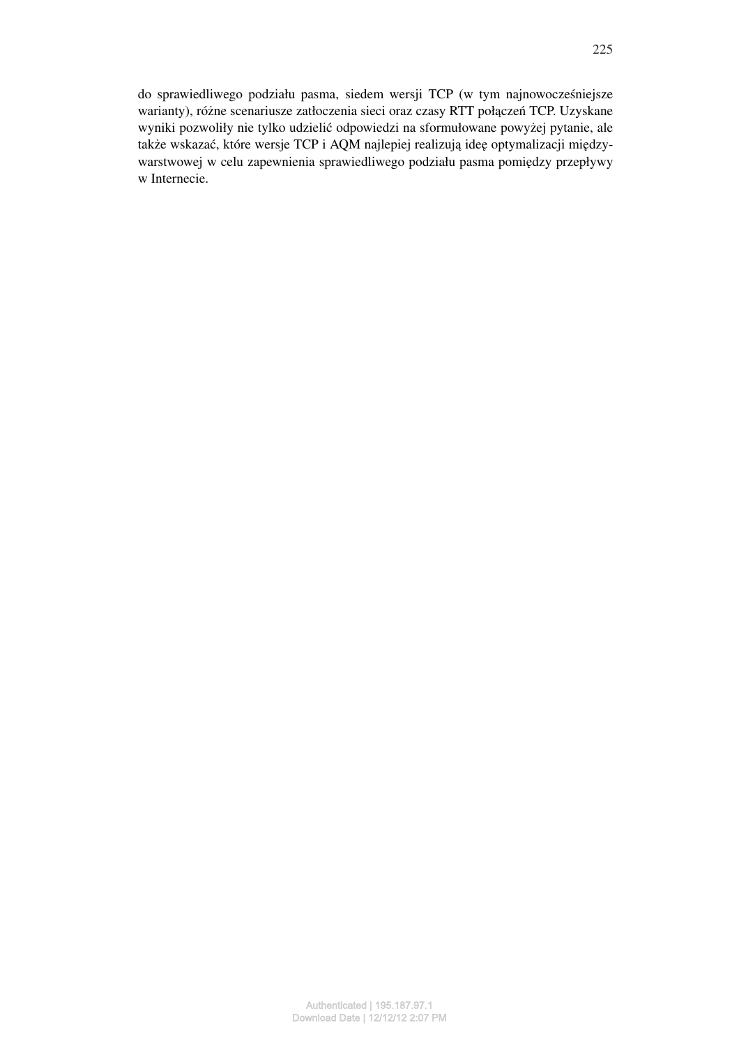do sprawiedliwego podziału pasma, siedem wersji TCP (w tym najnowocześniejsze warianty), różne scenariusze zatłoczenia sieci oraz czasy RTT połączeń TCP. Uzyskane wyniki pozwoliły nie tylko udzielić odpowiedzi na sformułowane powyżej pytanie, ale także wskazać, które wersje TCP i AQM najlepiej realizują ideę optymalizacji międzywarstwowej w celu zapewnienia sprawiedliwego podziału pasma pomiędzy przepływy w Internecie.